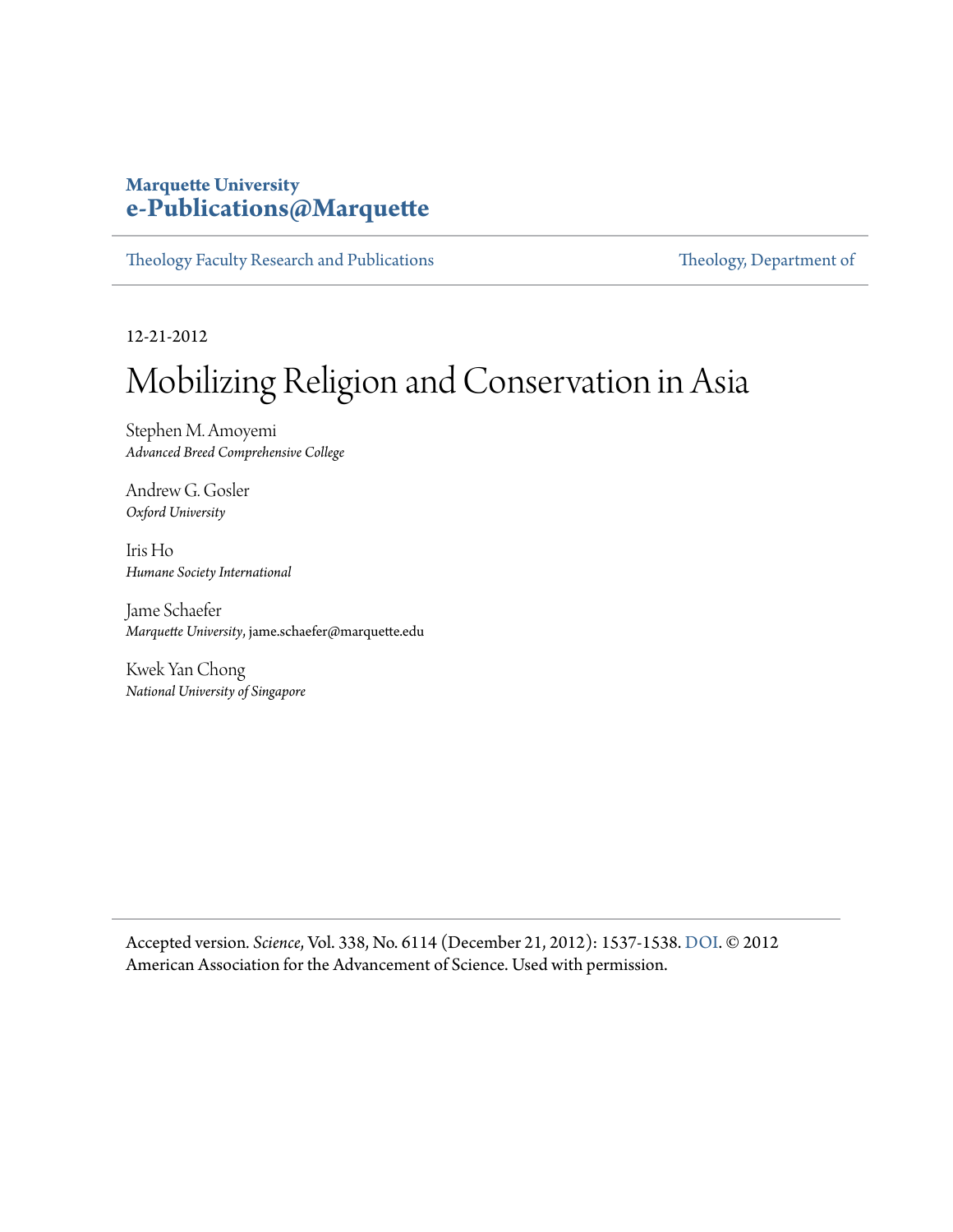**Marquette University**
**e-Publications@Marquette**

Theology Faculty Research and Publications | Theology, Department of

12-21-2012

# Mobilizing Religion and Conservation in Asia

Stephen M. Amoyemi
*Advanced Breed Comprehensive College*

Andrew G. Gosler
*Oxford University*

Iris Ho
*Humane Society International*

Jame Schaefer
*Marquette University*, jame.schaefer@marquette.edu

Kwek Yan Chong
*National University of Singapore*

Accepted version. *Science*, Vol. 338, No. 6114 (December 21, 2012): 1537-1538. DOI. © 2012 American Association for the Advancement of Science. Used with permission.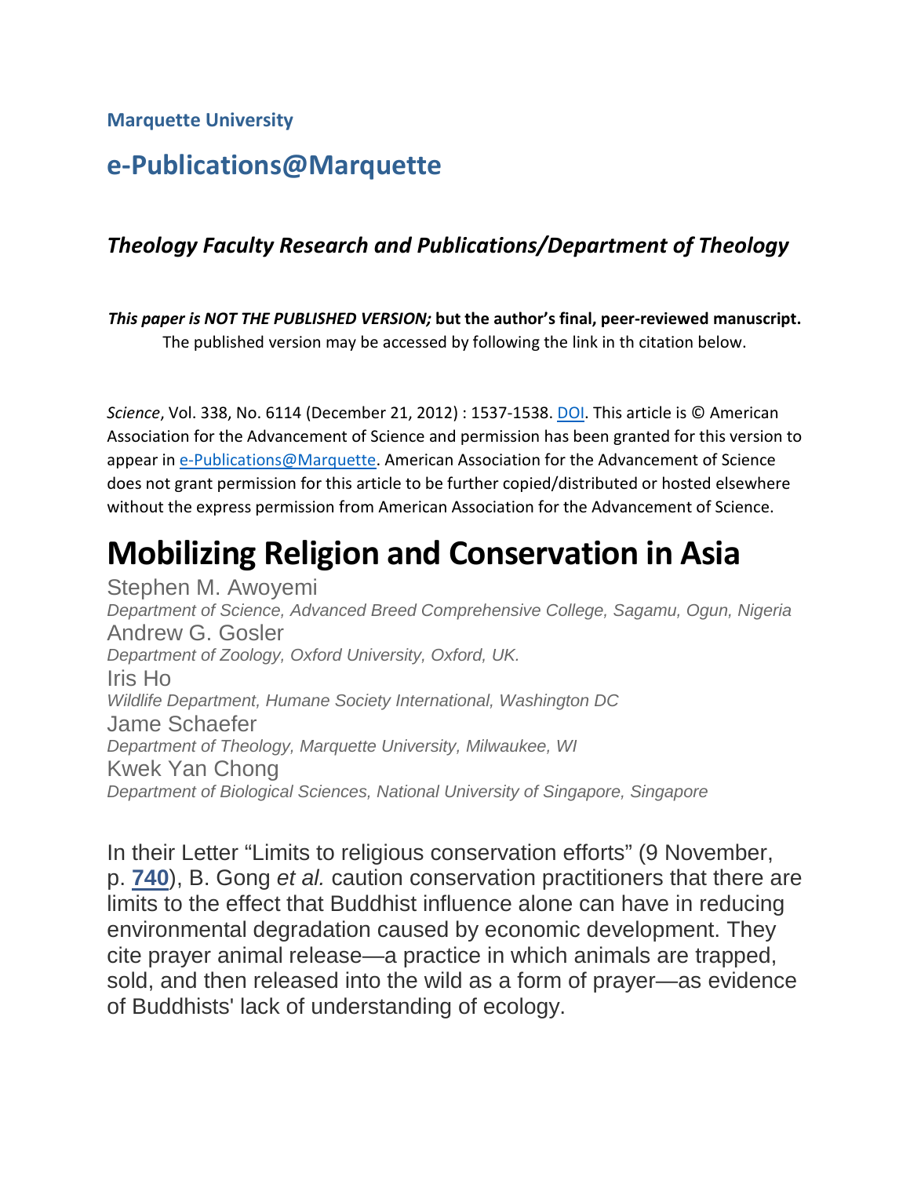**Marquette University**

## e-Publications@Marquette

### *Theology Faculty Research and Publications/Department of Theology*

***This paper is NOT THE PUBLISHED VERSION;* but the author's final, peer-reviewed manuscript.**
The published version may be accessed by following the link in th citation below.

*Science*, Vol. 338, No. 6114 (December 21, 2012) : 1537-1538. DOI. This article is © American Association for the Advancement of Science and permission has been granted for this version to appear in e-Publications@Marquette. American Association for the Advancement of Science does not grant permission for this article to be further copied/distributed or hosted elsewhere without the express permission from American Association for the Advancement of Science.

# Mobilizing Religion and Conservation in Asia

Stephen M. Awoyemi
*Department of Science, Advanced Breed Comprehensive College, Sagamu, Ogun, Nigeria*
Andrew G. Gosler
*Department of Zoology, Oxford University, Oxford, UK.*
Iris Ho
*Wildlife Department, Humane Society International, Washington DC*
Jame Schaefer
*Department of Theology, Marquette University, Milwaukee, WI*
Kwek Yan Chong
*Department of Biological Sciences, National University of Singapore, Singapore*

In their Letter "Limits to religious conservation efforts" (9 November, p. **740**), B. Gong *et al.* caution conservation practitioners that there are limits to the effect that Buddhist influence alone can have in reducing environmental degradation caused by economic development. They cite prayer animal release—a practice in which animals are trapped, sold, and then released into the wild as a form of prayer—as evidence of Buddhists' lack of understanding of ecology.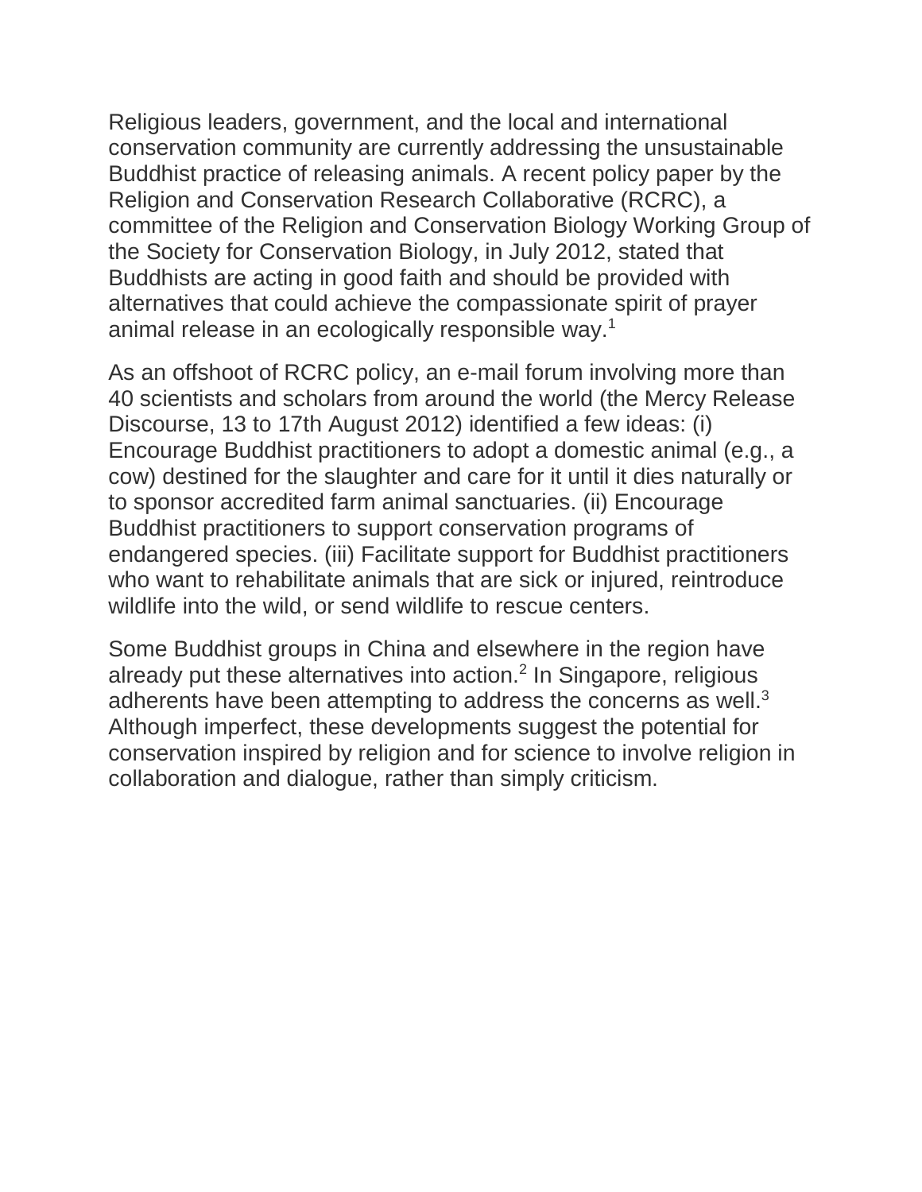Religious leaders, government, and the local and international conservation community are currently addressing the unsustainable Buddhist practice of releasing animals. A recent policy paper by the Religion and Conservation Research Collaborative (RCRC), a committee of the Religion and Conservation Biology Working Group of the Society for Conservation Biology, in July 2012, stated that Buddhists are acting in good faith and should be provided with alternatives that could achieve the compassionate spirit of prayer animal release in an ecologically responsible way.[1]

As an offshoot of RCRC policy, an e-mail forum involving more than 40 scientists and scholars from around the world (the Mercy Release Discourse, 13 to 17th August 2012) identified a few ideas: (i) Encourage Buddhist practitioners to adopt a domestic animal (e.g., a cow) destined for the slaughter and care for it until it dies naturally or to sponsor accredited farm animal sanctuaries. (ii) Encourage Buddhist practitioners to support conservation programs of endangered species. (iii) Facilitate support for Buddhist practitioners who want to rehabilitate animals that are sick or injured, reintroduce wildlife into the wild, or send wildlife to rescue centers.

Some Buddhist groups in China and elsewhere in the region have already put these alternatives into action.[2] In Singapore, religious adherents have been attempting to address the concerns as well.[3] Although imperfect, these developments suggest the potential for conservation inspired by religion and for science to involve religion in collaboration and dialogue, rather than simply criticism.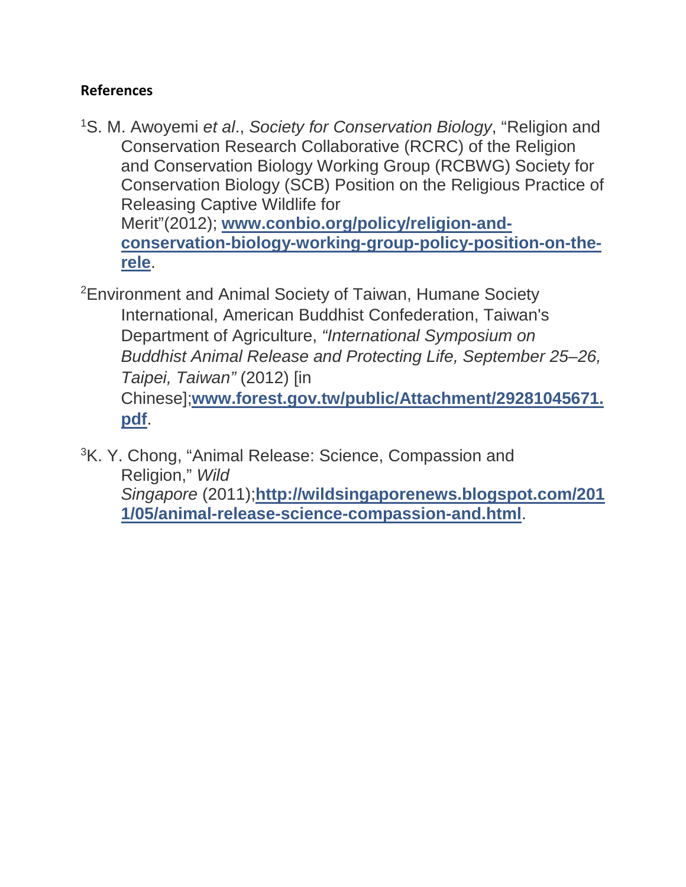**References**

[1]S. M. Awoyemi *et al*., *Society for Conservation Biology*, "Religion and Conservation Research Collaborative (RCRC) of the Religion and Conservation Biology Working Group (RCBWG) Society for Conservation Biology (SCB) Position on the Religious Practice of Releasing Captive Wildlife for Merit"(2012); **www.conbio.org/policy/religion-and-conservation-biology-working-group-policy-position-on-the-rele**.

[2]Environment and Animal Society of Taiwan, Humane Society International, American Buddhist Confederation, Taiwan's Department of Agriculture, *"International Symposium on Buddhist Animal Release and Protecting Life, September 25–26, Taipei, Taiwan"* (2012) [in Chinese];**www.forest.gov.tw/public/Attachment/29281045671.pdf**.

[3]K. Y. Chong, "Animal Release: Science, Compassion and Religion," *Wild Singapore* (2011);**http://wildsingaporenews.blogspot.com/2011/05/animal-release-science-compassion-and.html**.